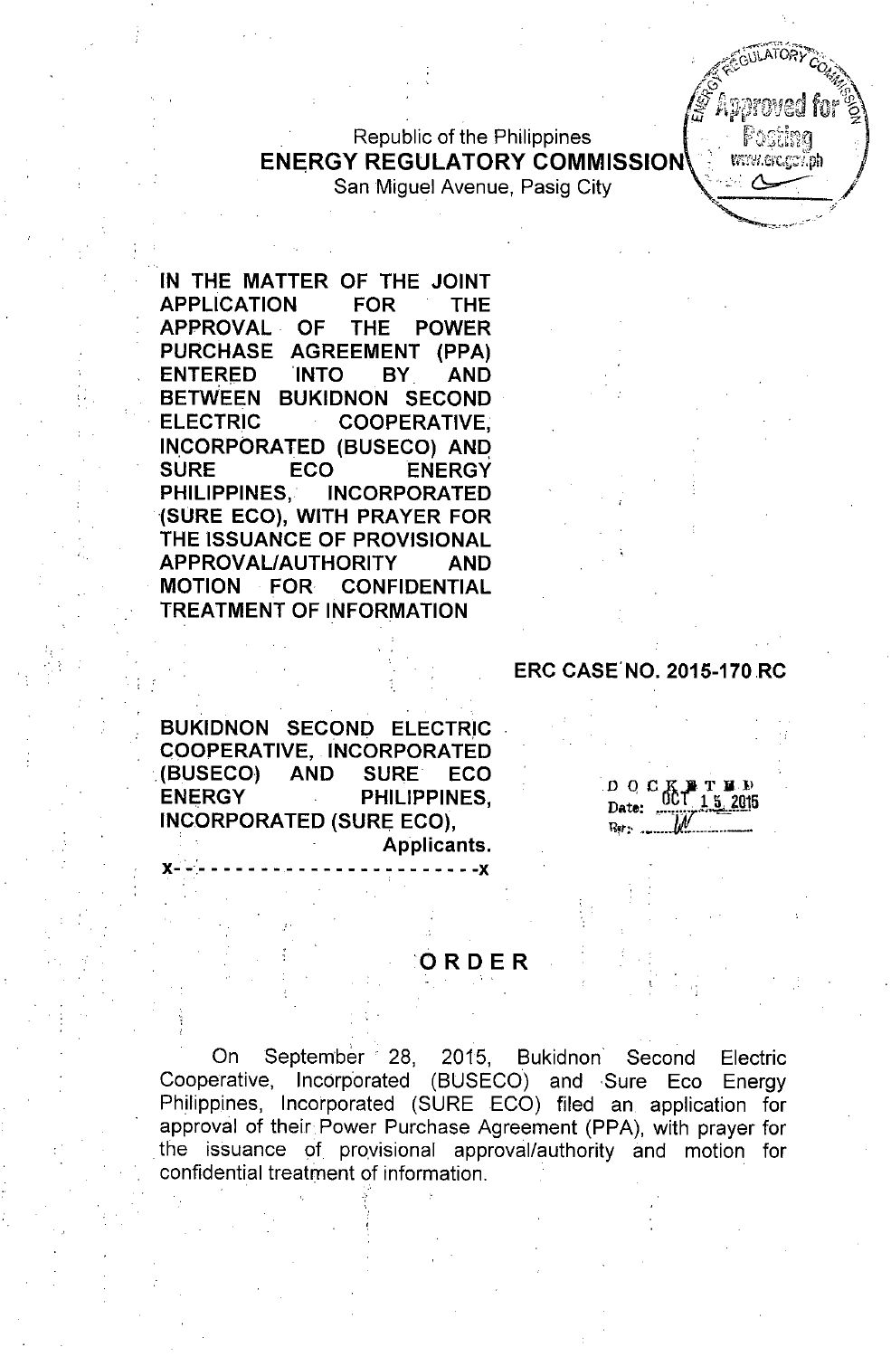Republic of the Philippines
**ENERGY REGULATORY COMMISSION**
San Miguel Avenue, Pasig City

Approved for Posting
www.erc.gov.ph

**IN THE MATTER OF THE JOINT APPLICATION FOR THE APPROVAL OF THE POWER PURCHASE AGREEMENT (PPA) ENTERED INTO BY AND BETWEEN BUKIDNON SECOND ELECTRIC COOPERATIVE, INCORPORATED (BUSECO) AND SURE ECO ENERGY PHILIPPINES, INCORPORATED (SURE ECO), WITH PRAYER FOR THE ISSUANCE OF PROVISIONAL APPROVAL/AUTHORITY AND MOTION FOR CONFIDENTIAL TREATMENT OF INFORMATION**

**ERC CASE NO. 2015-170 RC**

**BUKIDNON SECOND ELECTRIC COOPERATIVE, INCORPORATED (BUSECO) AND SURE ECO ENERGY PHILIPPINES, INCORPORATED (SURE ECO),**
**Applicants.**
x-------------------------x

DOCKETED
Date: OCT 15 2015

# ORDER

On September 28, 2015, Bukidnon Second Electric Cooperative, Incorporated (BUSECO) and Sure Eco Energy Philippines, Incorporated (SURE ECO) filed an application for approval of their Power Purchase Agreement (PPA), with prayer for the issuance of provisional approval/authority and motion for confidential treatment of information.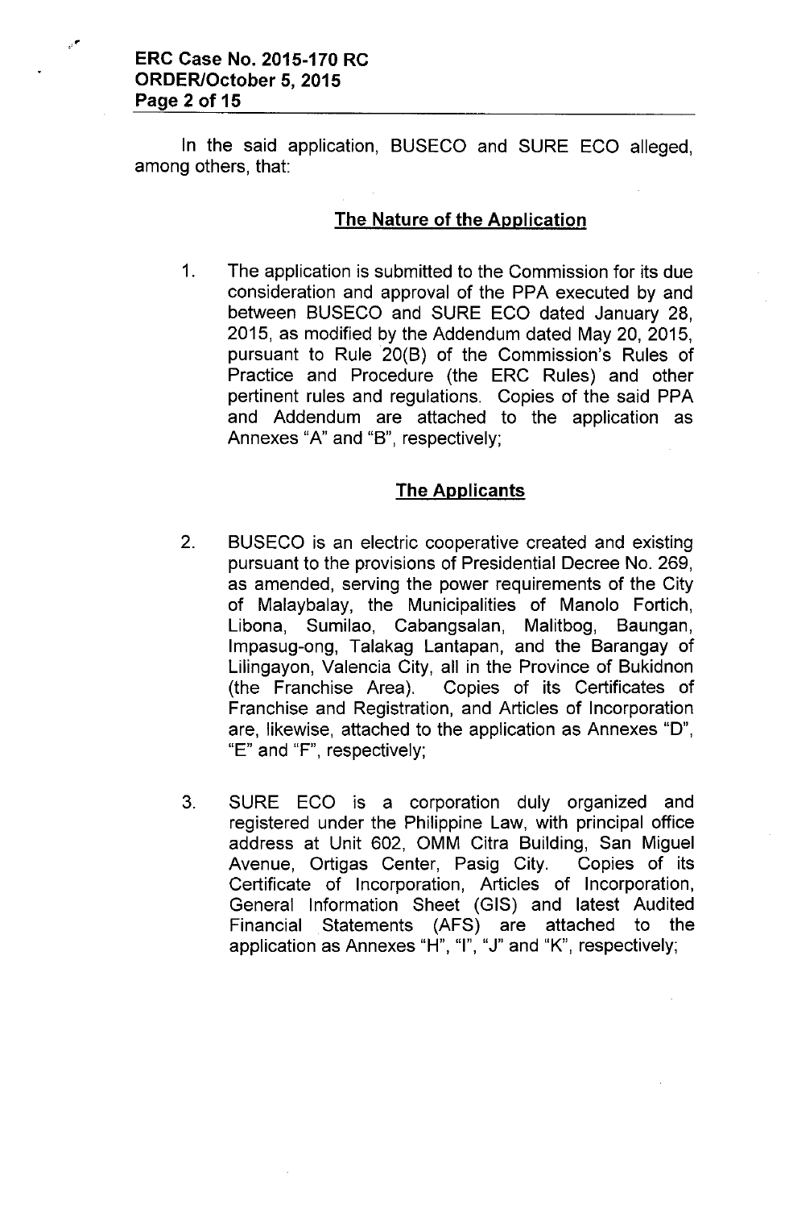In the said application, BUSECO and SURE ECO alleged, among others, that:

## The Nature of the Application

1. The application is submitted to the Commission for its due consideration and approval of the PPA executed by and between BUSECO and SURE ECO dated January 28, 2015, as modified by the Addendum dated May 20, 2015, pursuant to Rule 20(B) of the Commission's Rules of Practice and Procedure (the ERC Rules) and other pertinent rules and regulations. Copies of the said PPA and Addendum are attached to the application as Annexes "A" and "B", respectively;

## The Applicants

2. BUSECO is an electric cooperative created and existing pursuant to the provisions of Presidential Decree No. 269, as amended, serving the power requirements of the City of Malaybalay, the Municipalities of Manolo Fortich, Libona, Sumilao, Cabangsalan, Malitbog, Baungan, Impasug-ong, Talakag Lantapan, and the Barangay of Lilingayon, Valencia City, all in the Province of Bukidnon (the Franchise Area). Copies of its Certificates of Franchise and Registration, and Articles of Incorporation are, likewise, attached to the application as Annexes "D", "E" and "F", respectively;

3. SURE ECO is a corporation duly organized and registered under the Philippine Law, with principal office address at Unit 602, OMM Citra Building, San Miguel Avenue, Ortigas Center, Pasig City. Copies of its Certificate of Incorporation, Articles of Incorporation, General Information Sheet (GIS) and latest Audited Financial Statements (AFS) are attached to the application as Annexes "H", "I", "J" and "K", respectively;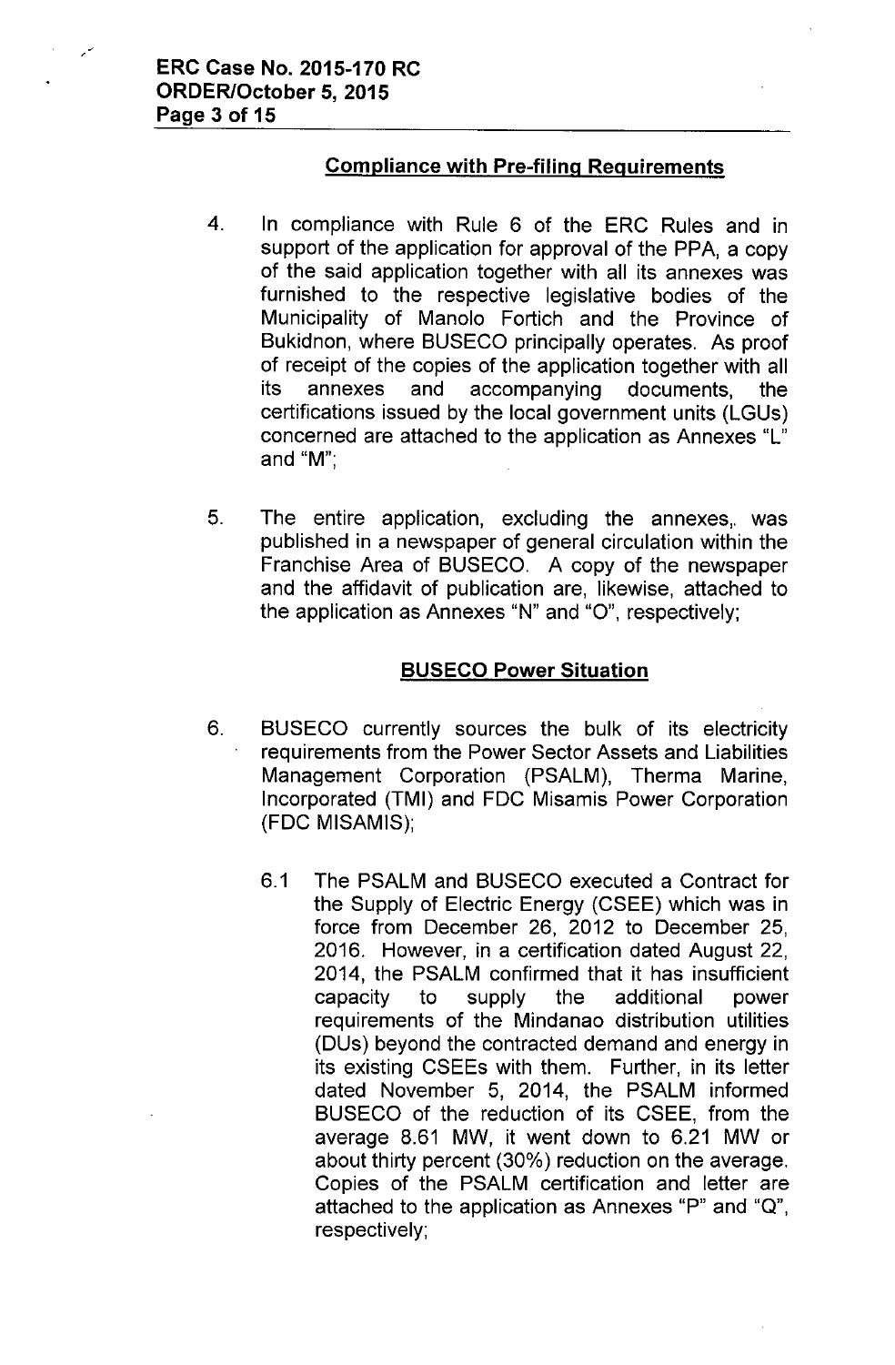## Compliance with Pre-filing Requirements

4. In compliance with Rule 6 of the ERC Rules and in support of the application for approval of the PPA, a copy of the said application together with all its annexes was furnished to the respective legislative bodies of the Municipality of Manolo Fortich and the Province of Bukidnon, where BUSECO principally operates. As proof of receipt of the copies of the application together with all its annexes and accompanying documents, the certifications issued by the local government units (LGUs) concerned are attached to the application as Annexes "L" and "M";

5. The entire application, excluding the annexes,. was published in a newspaper of general circulation within the Franchise Area of BUSECO. A copy of the newspaper and the affidavit of publication are, likewise, attached to the application as Annexes "N" and "O", respectively;

## BUSECO Power Situation

6. BUSECO currently sources the bulk of its electricity requirements from the Power Sector Assets and Liabilities Management Corporation (PSALM), Therma Marine, Incorporated (TMI) and FDC Misamis Power Corporation (FDC MISAMIS);

   6.1 The PSALM and BUSECO executed a Contract for the Supply of Electric Energy (CSEE) which was in force from December 26, 2012 to December 25, 2016. However, in a certification dated August 22, 2014, the PSALM confirmed that it has insufficient capacity to supply the additional power requirements of the Mindanao distribution utilities (DUs) beyond the contracted demand and energy in its existing CSEEs with them. Further, in its letter dated November 5, 2014, the PSALM informed BUSECO of the reduction of its CSEE, from the average 8.61 MW, it went down to 6.21 MW or about thirty percent (30%) reduction on the average. Copies of the PSALM certification and letter are attached to the application as Annexes "P" and "Q", respectively;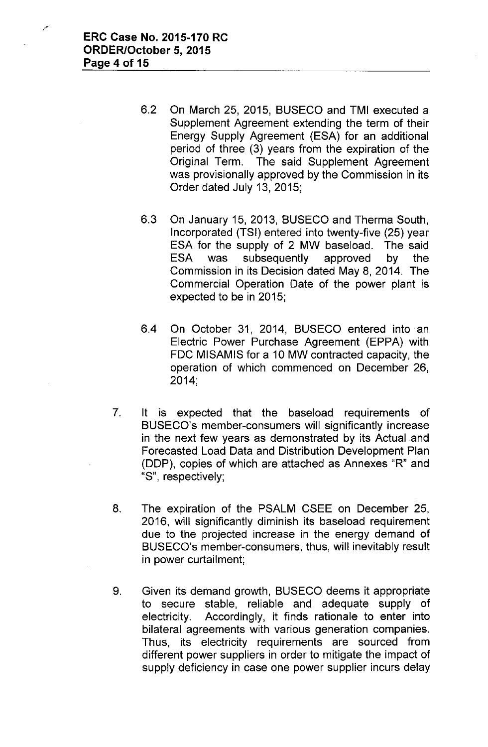6.2 On March 25, 2015, BUSECO and TMI executed a Supplement Agreement extending the term of their Energy Supply Agreement (ESA) for an additional period of three (3) years from the expiration of the Original Term. The said Supplement Agreement was provisionally approved by the Commission in its Order dated July 13, 2015;

6.3 On January 15, 2013, BUSECO and Therma South, Incorporated (TSI) entered into twenty-five (25) year ESA for the supply of 2 MW baseload. The said ESA was subsequently approved by the Commission in its Decision dated May 8, 2014. The Commercial Operation Date of the power plant is expected to be in 2015;

6.4 On October 31, 2014, BUSECO entered into an Electric Power Purchase Agreement (EPPA) with FDC MISAMIS for a 10 MW contracted capacity, the operation of which commenced on December 26, 2014;

7. It is expected that the baseload requirements of BUSECO's member-consumers will significantly increase in the next few years as demonstrated by its Actual and Forecasted Load Data and Distribution Development Plan (DDP), copies of which are attached as Annexes "R" and "S", respectively;

8. The expiration of the PSALM CSEE on December 25, 2016, will significantly diminish its baseload requirement due to the projected increase in the energy demand of BUSECO's member-consumers, thus, will inevitably result in power curtailment;

9. Given its demand growth, BUSECO deems it appropriate to secure stable, reliable and adequate supply of electricity. Accordingly, it finds rationale to enter into bilateral agreements with various generation companies. Thus, its electricity requirements are sourced from different power suppliers in order to mitigate the impact of supply deficiency in case one power supplier incurs delay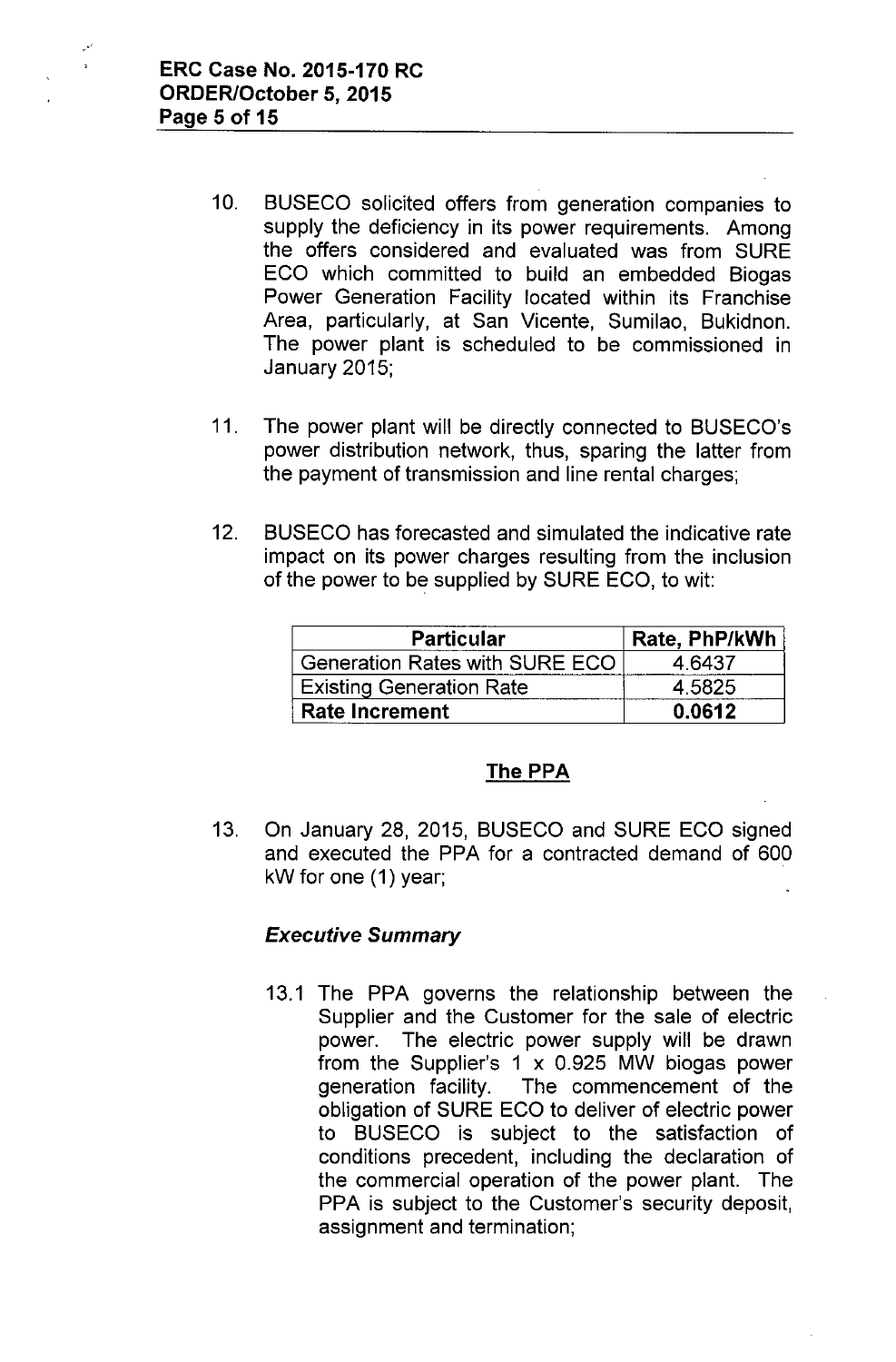10. BUSECO solicited offers from generation companies to supply the deficiency in its power requirements. Among the offers considered and evaluated was from SURE ECO which committed to build an embedded Biogas Power Generation Facility located within its Franchise Area, particularly, at San Vicente, Sumilao, Bukidnon. The power plant is scheduled to be commissioned in January 2015;

11. The power plant will be directly connected to BUSECO's power distribution network, thus, sparing the latter from the payment of transmission and line rental charges;

12. BUSECO has forecasted and simulated the indicative rate impact on its power charges resulting from the inclusion of the power to be supplied by SURE ECO, to wit:

| Particular | Rate, PhP/kWh |
|---|---|
| Generation Rates with SURE ECO | 4.6437 |
| Existing Generation Rate | 4.5825 |
| **Rate Increment** | **0.0612** |

## The PPA

13. On January 28, 2015, BUSECO and SURE ECO signed and executed the PPA for a contracted demand of 600 kW for one (1) year;

### *Executive Summary*

13.1 The PPA governs the relationship between the Supplier and the Customer for the sale of electric power. The electric power supply will be drawn from the Supplier's 1 x 0.925 MW biogas power generation facility. The commencement of the obligation of SURE ECO to deliver of electric power to BUSECO is subject to the satisfaction of conditions precedent, including the declaration of the commercial operation of the power plant. The PPA is subject to the Customer's security deposit, assignment and termination;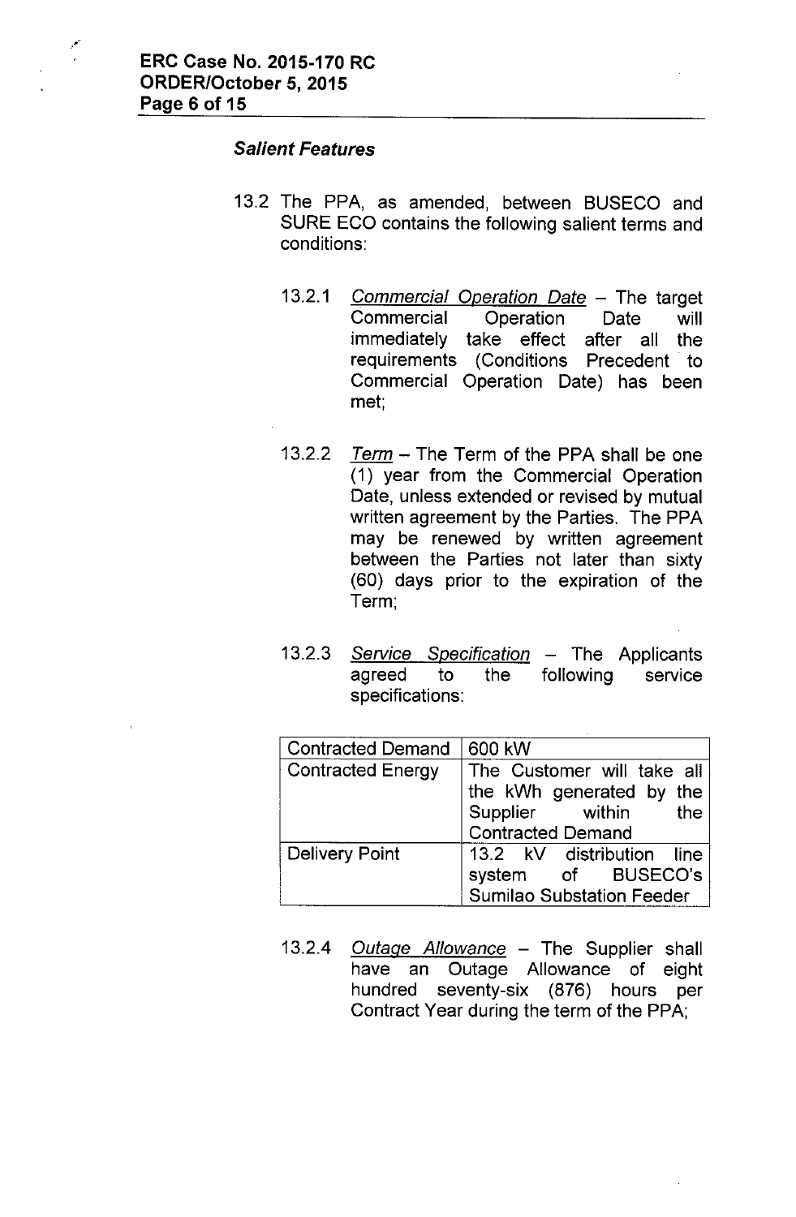### *Salient Features*

13.2 The PPA, as amended, between BUSECO and SURE ECO contains the following salient terms and conditions:

13.2.1 Commercial Operation Date – The target Commercial Operation Date will immediately take effect after all the requirements (Conditions Precedent to Commercial Operation Date) has been met;

13.2.2 Term – The Term of the PPA shall be one (1) year from the Commercial Operation Date, unless extended or revised by mutual written agreement by the Parties. The PPA may be renewed by written agreement between the Parties not later than sixty (60) days prior to the expiration of the Term;

13.2.3 Service Specification – The Applicants agreed to the following service specifications:

| Contracted Demand | 600 kW |
|---|---|
| Contracted Energy | The Customer will take all the kWh generated by the Supplier within the Contracted Demand |
| Delivery Point | 13.2 kV distribution line system of BUSECO's Sumilao Substation Feeder |

13.2.4 Outage Allowance – The Supplier shall have an Outage Allowance of eight hundred seventy-six (876) hours per Contract Year during the term of the PPA;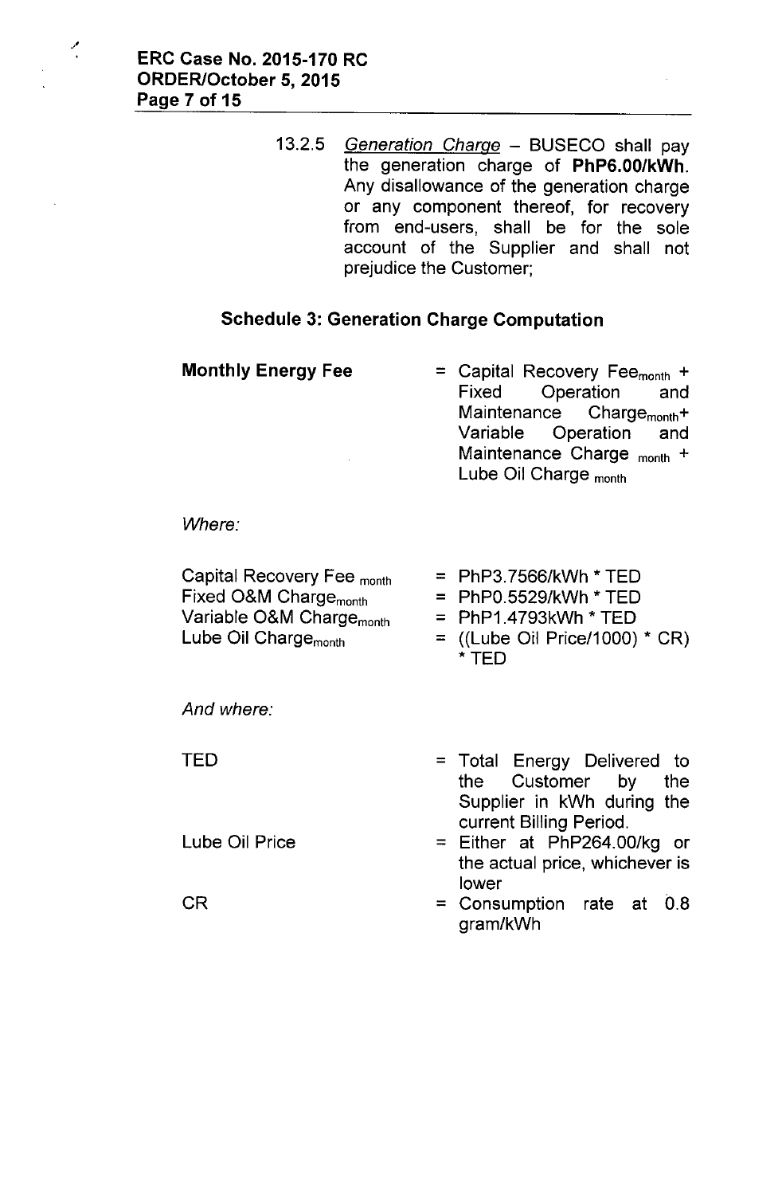13.2.5 *Generation Charge* – BUSECO shall pay the generation charge of **PhP6.00/kWh**. Any disallowance of the generation charge or any component thereof, for recovery from end-users, shall be for the sole account of the Supplier and shall not prejudice the Customer;

### Schedule 3: Generation Charge Computation

**Monthly Energy Fee** = Capital Recovery Fee$_{month}$ + Fixed Operation and Maintenance Charge$_{month}$ + Variable Operation and Maintenance Charge $_{month}$ + Lube Oil Charge $_{month}$

*Where:*

Capital Recovery Fee $_{month}$ = PhP3.7566/kWh * TED

Fixed O&M Charge$_{month}$ = PhP0.5529/kWh * TED

Variable O&M Charge$_{month}$ = PhP1.4793kWh * TED

Lube Oil Charge$_{month}$ = ((Lube Oil Price/1000) * CR) * TED

*And where:*

TED = Total Energy Delivered to the Customer by the Supplier in kWh during the current Billing Period.

Lube Oil Price = Either at PhP264.00/kg or the actual price, whichever is lower

CR = Consumption rate at 0.8 gram/kWh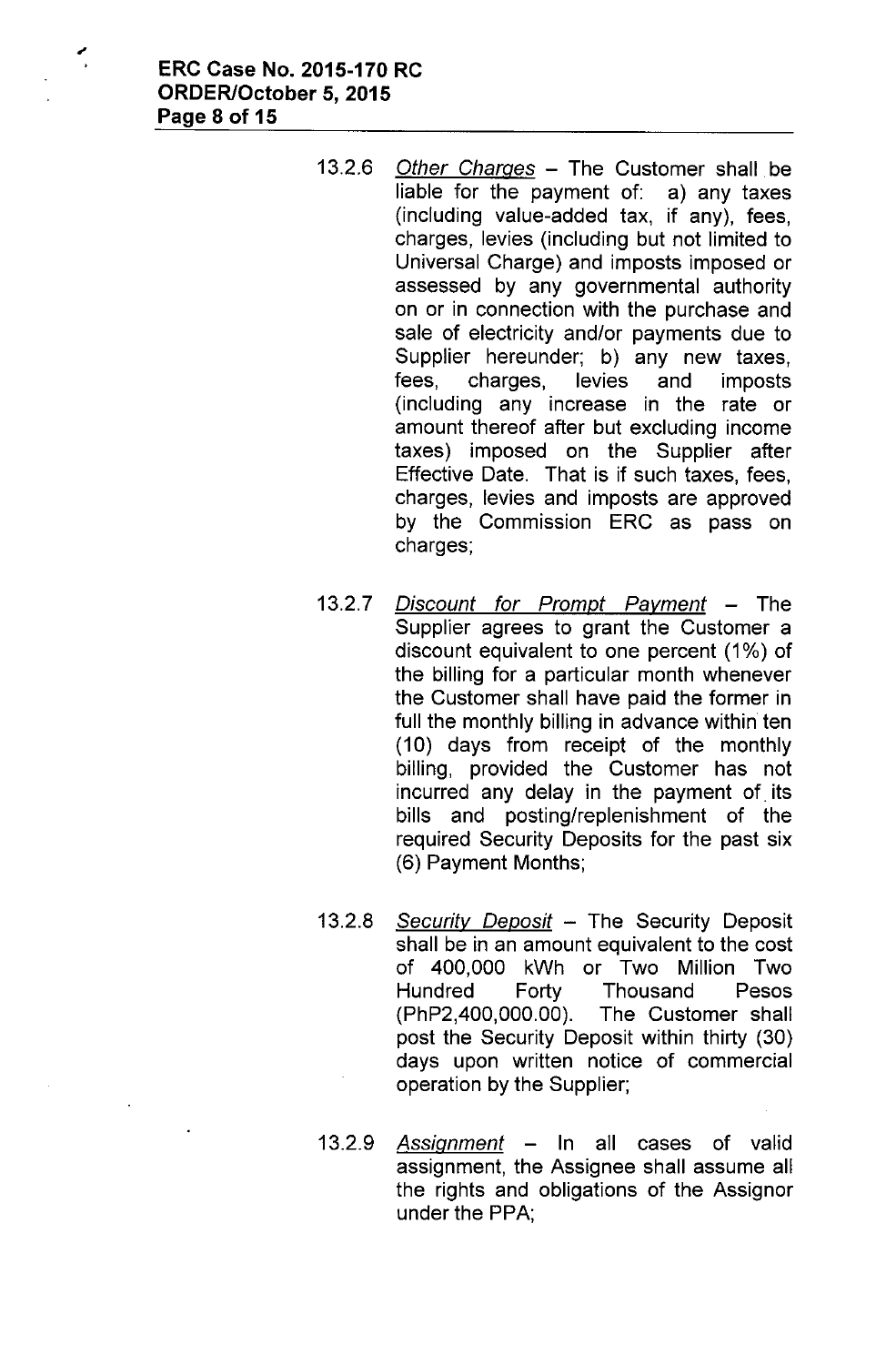13.2.6 *Other Charges* – The Customer shall be liable for the payment of: a) any taxes (including value-added tax, if any), fees, charges, levies (including but not limited to Universal Charge) and imposts imposed or assessed by any governmental authority on or in connection with the purchase and sale of electricity and/or payments due to Supplier hereunder; b) any new taxes, fees, charges, levies and imposts (including any increase in the rate or amount thereof after but excluding income taxes) imposed on the Supplier after Effective Date. That is if such taxes, fees, charges, levies and imposts are approved by the Commission ERC as pass on charges;

13.2.7 *Discount for Prompt Payment* – The Supplier agrees to grant the Customer a discount equivalent to one percent (1%) of the billing for a particular month whenever the Customer shall have paid the former in full the monthly billing in advance within ten (10) days from receipt of the monthly billing, provided the Customer has not incurred any delay in the payment of its bills and posting/replenishment of the required Security Deposits for the past six (6) Payment Months;

13.2.8 *Security Deposit* – The Security Deposit shall be in an amount equivalent to the cost of 400,000 kWh or Two Million Two Hundred Forty Thousand Pesos (PhP2,400,000.00). The Customer shall post the Security Deposit within thirty (30) days upon written notice of commercial operation by the Supplier;

13.2.9 *Assignment* – In all cases of valid assignment, the Assignee shall assume all the rights and obligations of the Assignor under the PPA;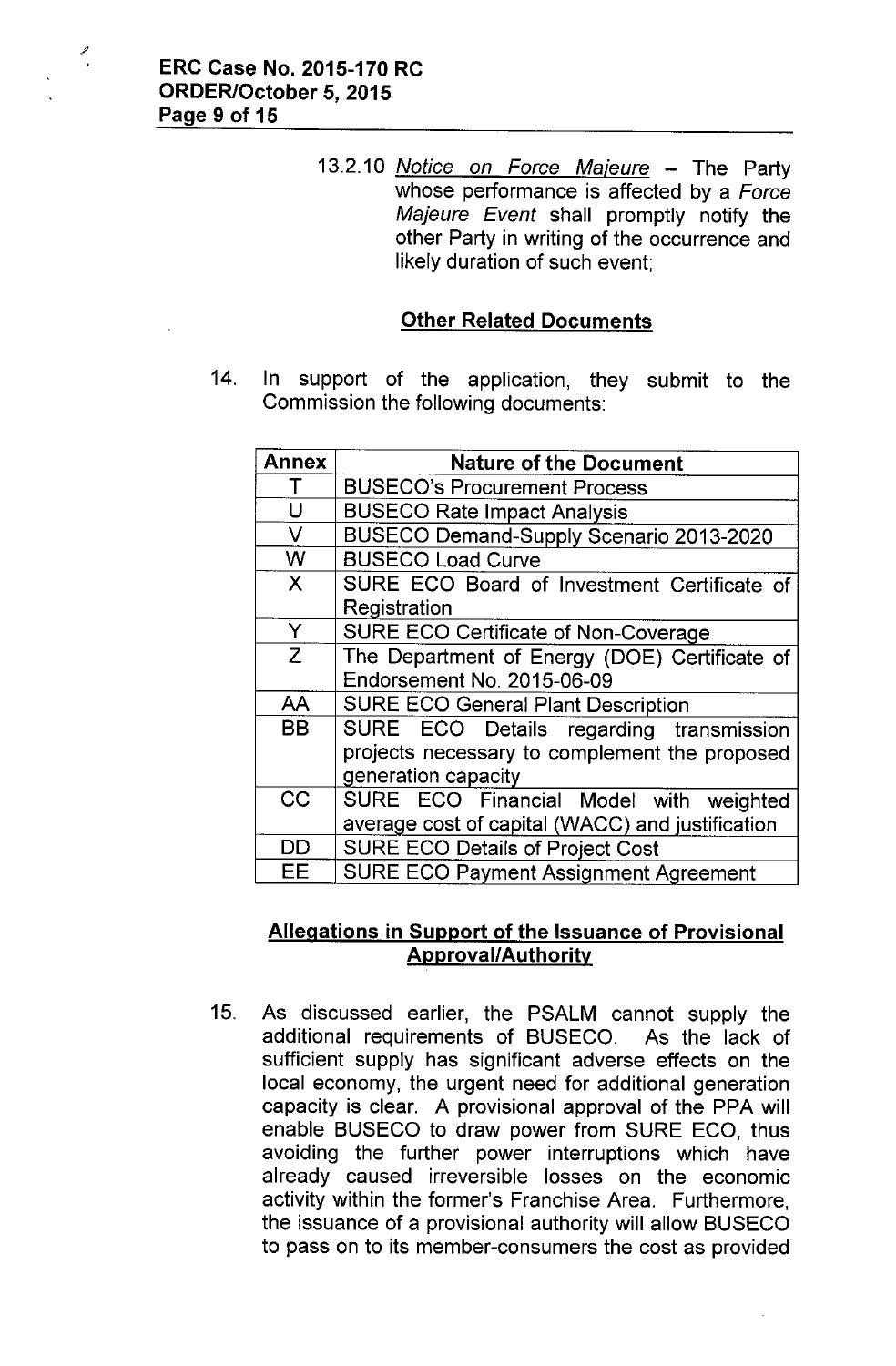13.2.10 *Notice on Force Majeure* – The Party whose performance is affected by a *Force Majeure Event* shall promptly notify the other Party in writing of the occurrence and likely duration of such event;

**Other Related Documents**

14. In support of the application, they submit to the Commission the following documents:

| Annex | Nature of the Document |
|---|---|
| T | BUSECO's Procurement Process |
| U | BUSECO Rate Impact Analysis |
| V | BUSECO Demand-Supply Scenario 2013-2020 |
| W | BUSECO Load Curve |
| X | SURE ECO Board of Investment Certificate of Registration |
| Y | SURE ECO Certificate of Non-Coverage |
| Z | The Department of Energy (DOE) Certificate of Endorsement No. 2015-06-09 |
| AA | SURE ECO General Plant Description |
| BB | SURE ECO Details regarding transmission projects necessary to complement the proposed generation capacity |
| CC | SURE ECO Financial Model with weighted average cost of capital (WACC) and justification |
| DD | SURE ECO Details of Project Cost |
| EE | SURE ECO Payment Assignment Agreement |

**Allegations in Support of the Issuance of Provisional Approval/Authority**

15. As discussed earlier, the PSALM cannot supply the additional requirements of BUSECO. As the lack of sufficient supply has significant adverse effects on the local economy, the urgent need for additional generation capacity is clear. A provisional approval of the PPA will enable BUSECO to draw power from SURE ECO, thus avoiding the further power interruptions which have already caused irreversible losses on the economic activity within the former's Franchise Area. Furthermore, the issuance of a provisional authority will allow BUSECO to pass on to its member-consumers the cost as provided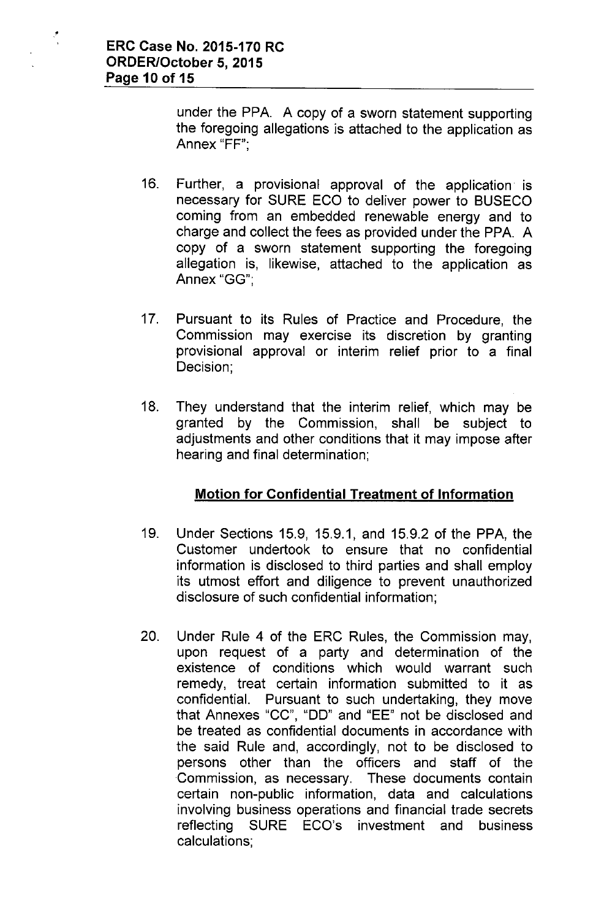under the PPA. A copy of a sworn statement supporting the foregoing allegations is attached to the application as Annex "FF";

16. Further, a provisional approval of the application is necessary for SURE ECO to deliver power to BUSECO coming from an embedded renewable energy and to charge and collect the fees as provided under the PPA. A copy of a sworn statement supporting the foregoing allegation is, likewise, attached to the application as Annex "GG";

17. Pursuant to its Rules of Practice and Procedure, the Commission may exercise its discretion by granting provisional approval or interim relief prior to a final Decision;

18. They understand that the interim relief, which may be granted by the Commission, shall be subject to adjustments and other conditions that it may impose after hearing and final determination;

## Motion for Confidential Treatment of Information

19. Under Sections 15.9, 15.9.1, and 15.9.2 of the PPA, the Customer undertook to ensure that no confidential information is disclosed to third parties and shall employ its utmost effort and diligence to prevent unauthorized disclosure of such confidential information;

20. Under Rule 4 of the ERC Rules, the Commission may, upon request of a party and determination of the existence of conditions which would warrant such remedy, treat certain information submitted to it as confidential. Pursuant to such undertaking, they move that Annexes "CC", "DD" and "EE" not be disclosed and be treated as confidential documents in accordance with the said Rule and, accordingly, not to be disclosed to persons other than the officers and staff of the Commission, as necessary. These documents contain certain non-public information, data and calculations involving business operations and financial trade secrets reflecting SURE ECO's investment and business calculations;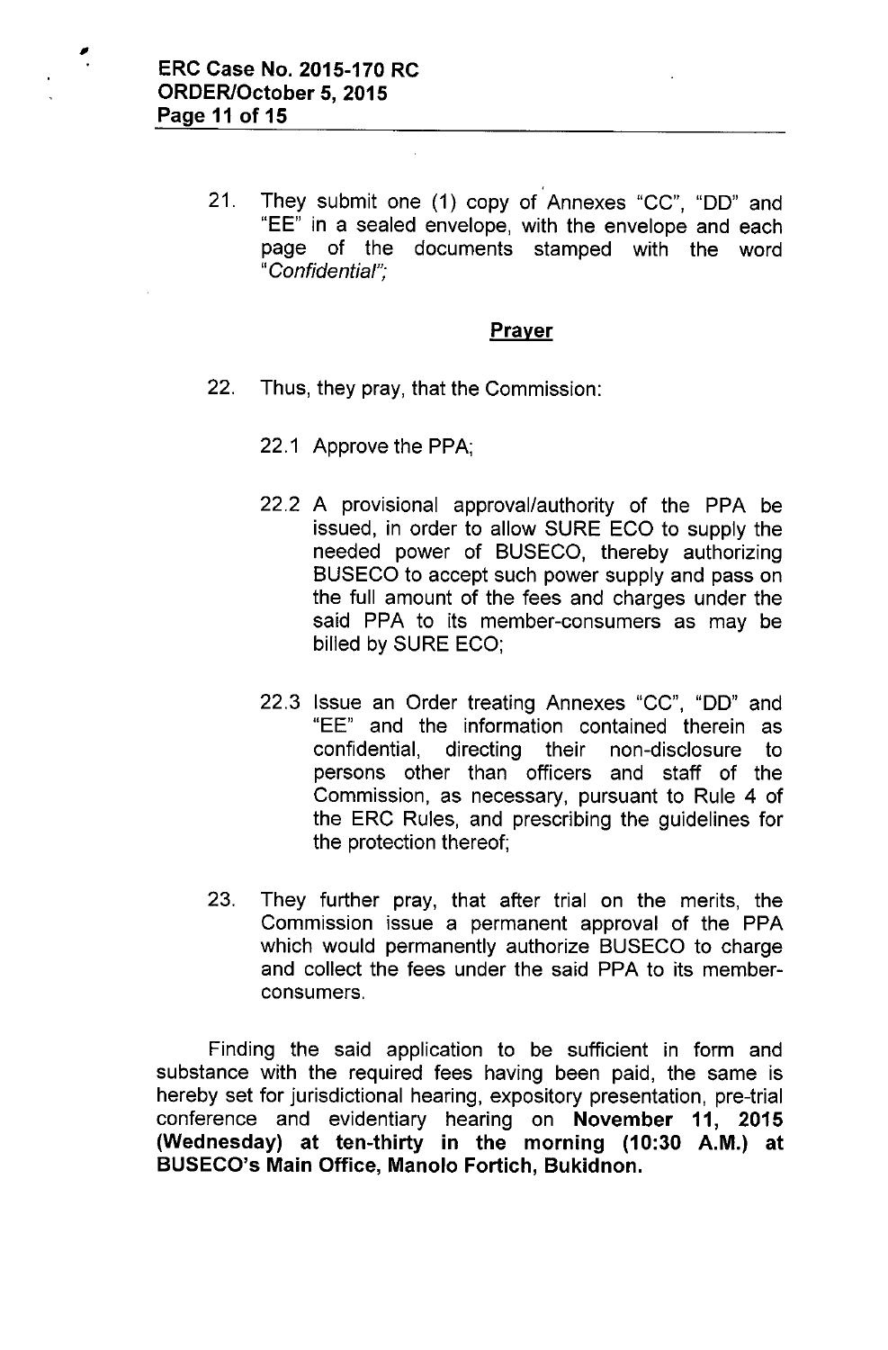21. They submit one (1) copy of Annexes "CC", "DD" and "EE" in a sealed envelope, with the envelope and each page of the documents stamped with the word "*Confidential*";

## Prayer

22. Thus, they pray, that the Commission:

    22.1 Approve the PPA;

    22.2 A provisional approval/authority of the PPA be issued, in order to allow SURE ECO to supply the needed power of BUSECO, thereby authorizing BUSECO to accept such power supply and pass on the full amount of the fees and charges under the said PPA to its member-consumers as may be billed by SURE ECO;

    22.3 Issue an Order treating Annexes "CC", "DD" and "EE" and the information contained therein as confidential, directing their non-disclosure to persons other than officers and staff of the Commission, as necessary, pursuant to Rule 4 of the ERC Rules, and prescribing the guidelines for the protection thereof;

23. They further pray, that after trial on the merits, the Commission issue a permanent approval of the PPA which would permanently authorize BUSECO to charge and collect the fees under the said PPA to its member-consumers.

Finding the said application to be sufficient in form and substance with the required fees having been paid, the same is hereby set for jurisdictional hearing, expository presentation, pre-trial conference and evidentiary hearing on **November 11, 2015 (Wednesday) at ten-thirty in the morning (10:30 A.M.) at BUSECO's Main Office, Manolo Fortich, Bukidnon.**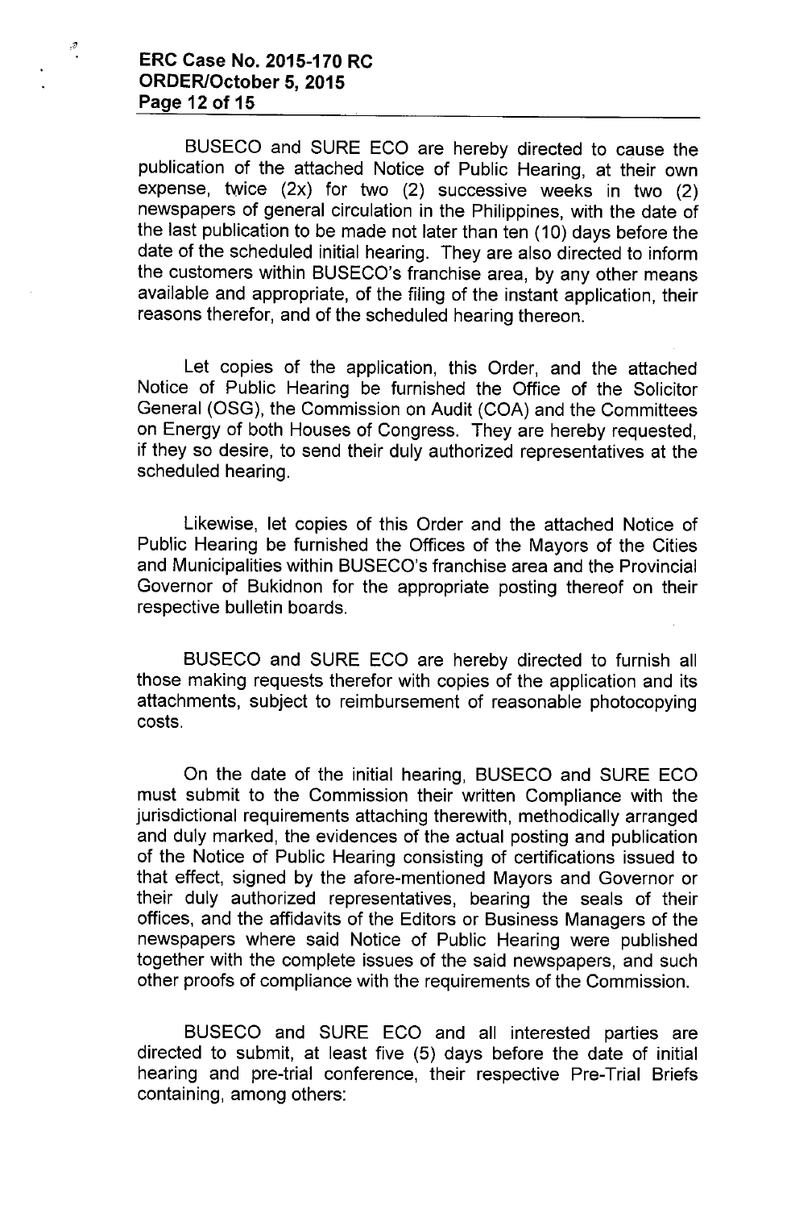BUSECO and SURE ECO are hereby directed to cause the publication of the attached Notice of Public Hearing, at their own expense, twice (2x) for two (2) successive weeks in two (2) newspapers of general circulation in the Philippines, with the date of the last publication to be made not later than ten (10) days before the date of the scheduled initial hearing. They are also directed to inform the customers within BUSECO's franchise area, by any other means available and appropriate, of the filing of the instant application, their reasons therefor, and of the scheduled hearing thereon.

Let copies of the application, this Order, and the attached Notice of Public Hearing be furnished the Office of the Solicitor General (OSG), the Commission on Audit (COA) and the Committees on Energy of both Houses of Congress. They are hereby requested, if they so desire, to send their duly authorized representatives at the scheduled hearing.

Likewise, let copies of this Order and the attached Notice of Public Hearing be furnished the Offices of the Mayors of the Cities and Municipalities within BUSECO's franchise area and the Provincial Governor of Bukidnon for the appropriate posting thereof on their respective bulletin boards.

BUSECO and SURE ECO are hereby directed to furnish all those making requests therefor with copies of the application and its attachments, subject to reimbursement of reasonable photocopying costs.

On the date of the initial hearing, BUSECO and SURE ECO must submit to the Commission their written Compliance with the jurisdictional requirements attaching therewith, methodically arranged and duly marked, the evidences of the actual posting and publication of the Notice of Public Hearing consisting of certifications issued to that effect, signed by the afore-mentioned Mayors and Governor or their duly authorized representatives, bearing the seals of their offices, and the affidavits of the Editors or Business Managers of the newspapers where said Notice of Public Hearing were published together with the complete issues of the said newspapers, and such other proofs of compliance with the requirements of the Commission.

BUSECO and SURE ECO and all interested parties are directed to submit, at least five (5) days before the date of initial hearing and pre-trial conference, their respective Pre-Trial Briefs containing, among others: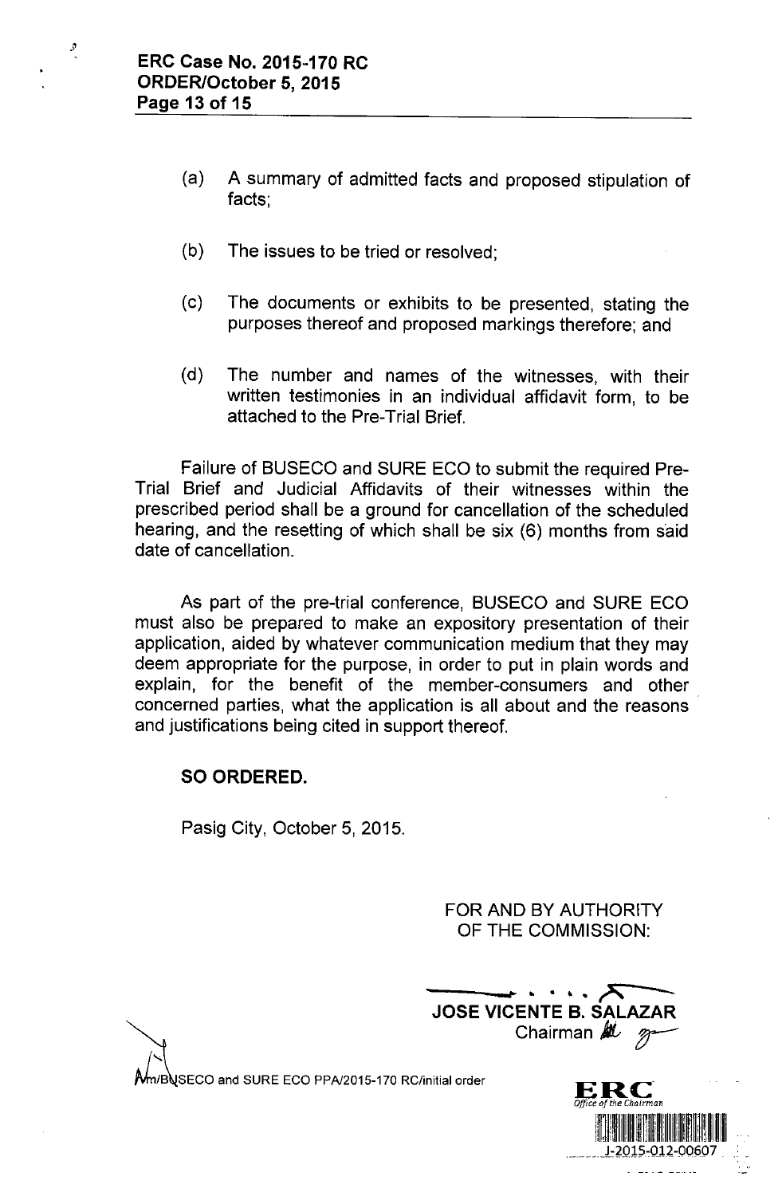(a) A summary of admitted facts and proposed stipulation of facts;

(b) The issues to be tried or resolved;

(c) The documents or exhibits to be presented, stating the purposes thereof and proposed markings therefore; and

(d) The number and names of the witnesses, with their written testimonies in an individual affidavit form, to be attached to the Pre-Trial Brief.

Failure of BUSECO and SURE ECO to submit the required Pre-Trial Brief and Judicial Affidavits of their witnesses within the prescribed period shall be a ground for cancellation of the scheduled hearing, and the resetting of which shall be six (6) months from said date of cancellation.

As part of the pre-trial conference, BUSECO and SURE ECO must also be prepared to make an expository presentation of their application, aided by whatever communication medium that they may deem appropriate for the purpose, in order to put in plain words and explain, for the benefit of the member-consumers and other concerned parties, what the application is all about and the reasons and justifications being cited in support thereof.

**SO ORDERED.**

Pasig City, October 5, 2015.

FOR AND BY AUTHORITY
OF THE COMMISSION:

**JOSE VICENTE B. SALAZAR**
Chairman

Mm/BUSECO and SURE ECO PPA/2015-170 RC/initial order

ERC
Office of the Chairman
J-2015-012-00607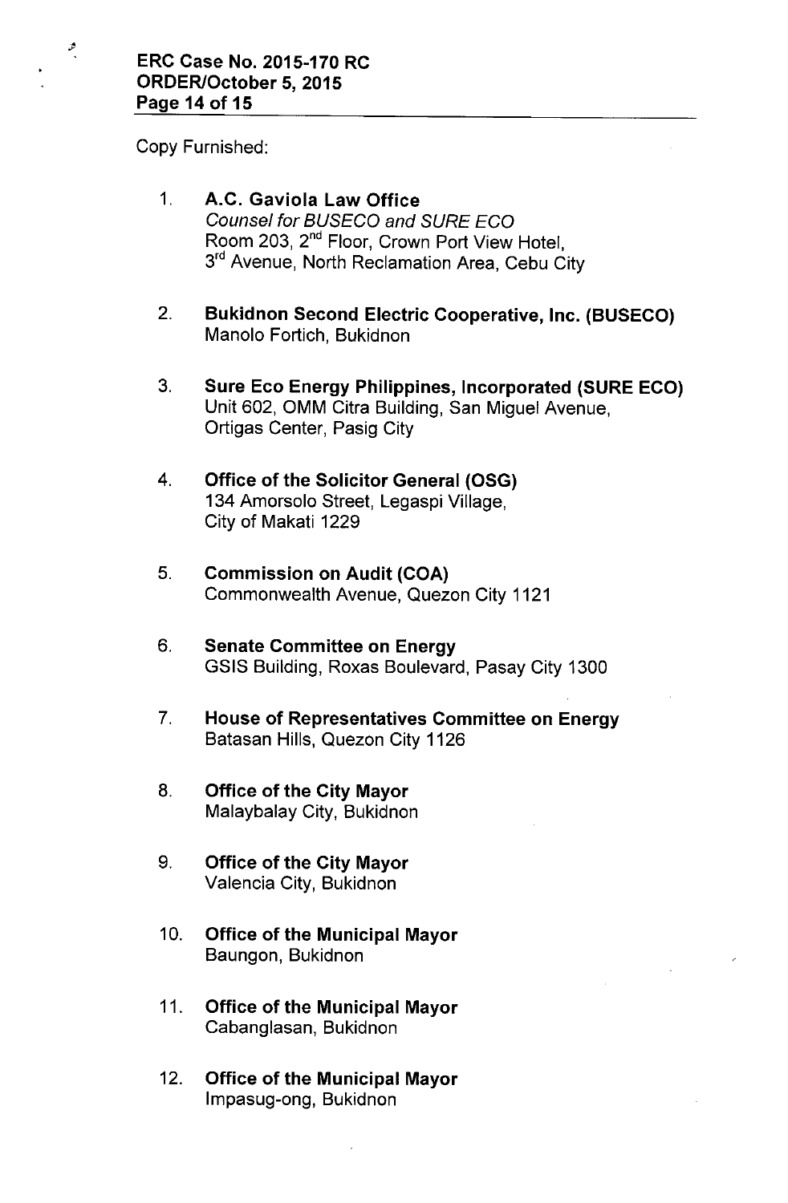Copy Furnished:

1. **A.C. Gaviola Law Office**
   *Counsel for BUSECO and SURE ECO*
   Room 203, 2nd Floor, Crown Port View Hotel,
   3rd Avenue, North Reclamation Area, Cebu City

2. **Bukidnon Second Electric Cooperative, Inc. (BUSECO)**
   Manolo Fortich, Bukidnon

3. **Sure Eco Energy Philippines, Incorporated (SURE ECO)**
   Unit 602, OMM Citra Building, San Miguel Avenue,
   Ortigas Center, Pasig City

4. **Office of the Solicitor General (OSG)**
   134 Amorsolo Street, Legaspi Village,
   City of Makati 1229

5. **Commission on Audit (COA)**
   Commonwealth Avenue, Quezon City 1121

6. **Senate Committee on Energy**
   GSIS Building, Roxas Boulevard, Pasay City 1300

7. **House of Representatives Committee on Energy**
   Batasan Hills, Quezon City 1126

8. **Office of the City Mayor**
   Malaybalay City, Bukidnon

9. **Office of the City Mayor**
   Valencia City, Bukidnon

10. **Office of the Municipal Mayor**
    Baungon, Bukidnon

11. **Office of the Municipal Mayor**
    Cabanglasan, Bukidnon

12. **Office of the Municipal Mayor**
    Impasug-ong, Bukidnon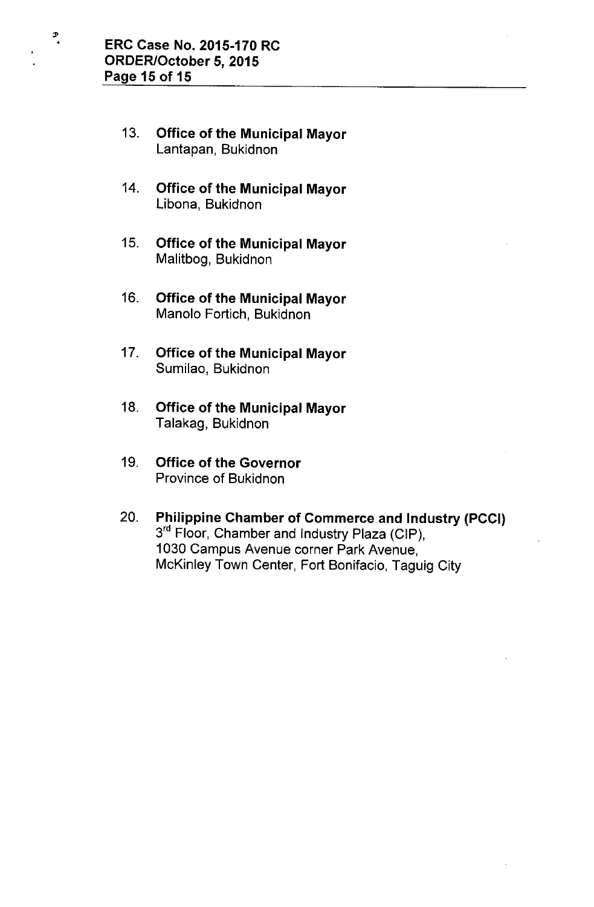13. **Office of the Municipal Mayor**
    Lantapan, Bukidnon

14. **Office of the Municipal Mayor**
    Libona, Bukidnon

15. **Office of the Municipal Mayor**
    Malitbog, Bukidnon

16. **Office of the Municipal Mayor**
    Manolo Fortich, Bukidnon

17. **Office of the Municipal Mayor**
    Sumilao, Bukidnon

18. **Office of the Municipal Mayor**
    Talakag, Bukidnon

19. **Office of the Governor**
    Province of Bukidnon

20. **Philippine Chamber of Commerce and Industry (PCCI)**
    3rd Floor, Chamber and Industry Plaza (CIP),
    1030 Campus Avenue corner Park Avenue,
    McKinley Town Center, Fort Bonifacio, Taguig City